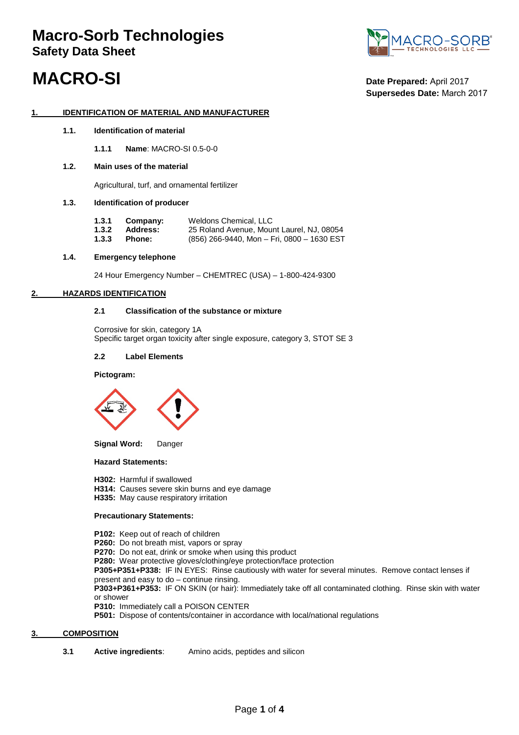# Macro-Sorb Technologies

## Safety Data Sheet

# MACRO-SI

**Date Prepared:** April 2017
**Supersedes Date:** March 2017

## 1. IDENTIFICATION OF MATERIAL AND MANUFACTURER

### 1.1. Identification of material

**1.1.1 Name**: MACRO-SI 0.5-0-0

### 1.2. Main uses of the material

Agricultural, turf, and ornamental fertilizer

### 1.3. Identification of producer

| | | |
|---|---|---|
| **1.3.1** | **Company:** | Weldons Chemical, LLC |
| **1.3.2** | **Address:** | 25 Roland Avenue, Mount Laurel, NJ, 08054 |
| **1.3.3** | **Phone:** | (856) 266-9440, Mon – Fri, 0800 – 1630 EST |

### 1.4. Emergency telephone

24 Hour Emergency Number – CHEMTREC (USA) – 1-800-424-9300

## 2. HAZARDS IDENTIFICATION

### 2.1 Classification of the substance or mixture

Corrosive for skin, category 1A
Specific target organ toxicity after single exposure, category 3, STOT SE 3

### 2.2 Label Elements

**Pictogram:**

**Signal Word:** Danger

**Hazard Statements:**

**H302:** Harmful if swallowed
**H314:** Causes severe skin burns and eye damage
**H335:** May cause respiratory irritation

**Precautionary Statements:**

**P102:** Keep out of reach of children
**P260:** Do not breath mist, vapors or spray
**P270:** Do not eat, drink or smoke when using this product
**P280:** Wear protective gloves/clothing/eye protection/face protection
**P305+P351+P338:** IF IN EYES: Rinse cautiously with water for several minutes. Remove contact lenses if present and easy to do – continue rinsing.
**P303+P361+P353:** IF ON SKIN (or hair): Immediately take off all contaminated clothing. Rinse skin with water or shower
**P310:** Immediately call a POISON CENTER
**P501:** Dispose of contents/container in accordance with local/national regulations

## 3. COMPOSITION

**3.1 Active ingredients**: Amino acids, peptides and silicon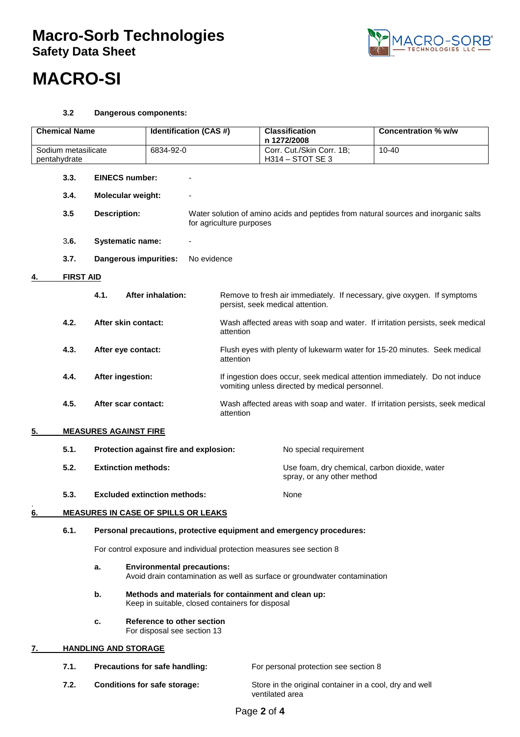# MACRO-SI

### 3.2 Dangerous components:

| Chemical Name | Identification (CAS #) | Classification n 1272/2008 | Concentration % w/w |
|---|---|---|---|
| Sodium metasilicate pentahydrate | 6834-92-0 | Corr. Cut./Skin Corr. 1B; H314 – STOT SE 3 | 10-40 |

**3.3. EINECS number:** -

**3.4. Molecular weight:** -

**3.5 Description:** Water solution of amino acids and peptides from natural sources and inorganic salts for agriculture purposes

**3.6. Systematic name:** -

**3.7. Dangerous impurities:** No evidence

## 4. FIRST AID

**4.1. After inhalation:** Remove to fresh air immediately. If necessary, give oxygen. If symptoms persist, seek medical attention.

**4.2. After skin contact:** Wash affected areas with soap and water. If irritation persists, seek medical attention

**4.3. After eye contact:** Flush eyes with plenty of lukewarm water for 15-20 minutes. Seek medical attention

**4.4. After ingestion:** If ingestion does occur, seek medical attention immediately. Do not induce vomiting unless directed by medical personnel.

**4.5. After scar contact:** Wash affected areas with soap and water. If irritation persists, seek medical attention

## 5. MEASURES AGAINST FIRE

**5.1. Protection against fire and explosion:** No special requirement

**5.2. Extinction methods:** Use foam, dry chemical, carbon dioxide, water spray, or any other method

**5.3. Excluded extinction methods:** None

## 6. MEASURES IN CASE OF SPILLS OR LEAKS

**6.1. Personal precautions, protective equipment and emergency procedures:**

For control exposure and individual protection measures see section 8

a. **Environmental precautions:**
Avoid drain contamination as well as surface or groundwater contamination

b. **Methods and materials for containment and clean up:**
Keep in suitable, closed containers for disposal

c. **Reference to other section**
For disposal see section 13

## 7. HANDLING AND STORAGE

**7.1. Precautions for safe handling:** For personal protection see section 8

**7.2. Conditions for safe storage:** Store in the original container in a cool, dry and well ventilated area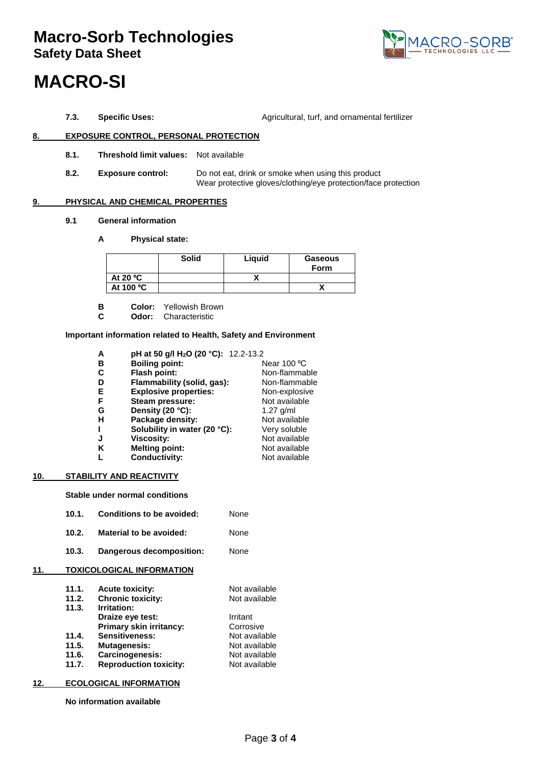# Macro-Sorb Technologies

## Safety Data Sheet

# MACRO-SI

**7.3. Specific Uses:** Agricultural, turf, and ornamental fertilizer

## 8. EXPOSURE CONTROL, PERSONAL PROTECTION

**8.1. Threshold limit values:** Not available

**8.2. Exposure control:** Do not eat, drink or smoke when using this product
Wear protective gloves/clothing/eye protection/face protection

## 9. PHYSICAL AND CHEMICAL PROPERTIES

**9.1 General information**

**A Physical state:**

| | Solid | Liquid | Gaseous Form |
|---|---|---|---|
| At 20 ºC | | X | |
| At 100 ºC | | | X |

**B Color:** Yellowish Brown

**C Odor:** Characteristic

**Important information related to Health, Safety and Environment**

- **A pH at 50 g/l $H_2O$ (20 °C):** 12.2-13.2
- **B Boiling point:** Near 100 ºC
- **C Flash point:** Non-flammable
- **D Flammability (solid, gas):** Non-flammable
- **E Explosive properties:** Non-explosive
- **F Steam pressure:** Not available
- **G Density (20 °C):** 1.27 g/ml
- **H Package density:** Not available
- **I Solubility in water (20 °C):** Very soluble
- **J Viscosity:** Not available
- **K Melting point:** Not available
- **L Conductivity:** Not available

## 10. STABILITY AND REACTIVITY

**Stable under normal conditions**

**10.1. Conditions to be avoided:** None

**10.2. Material to be avoided:** None

**10.3. Dangerous decomposition:** None

## 11. TOXICOLOGICAL INFORMATION

- **11.1. Acute toxicity:** Not available
- **11.2. Chronic toxicity:** Not available
- **11.3. Irritation:**
  - **Draize eye test:** Irritant
  - **Primary skin irritancy:** Corrosive
- **11.4. Sensitiveness:** Not available
- **11.5. Mutagenesis:** Not available
- **11.6. Carcinogenesis:** Not available
- **11.7. Reproduction toxicity:** Not available

## 12. ECOLOGICAL INFORMATION

**No information available**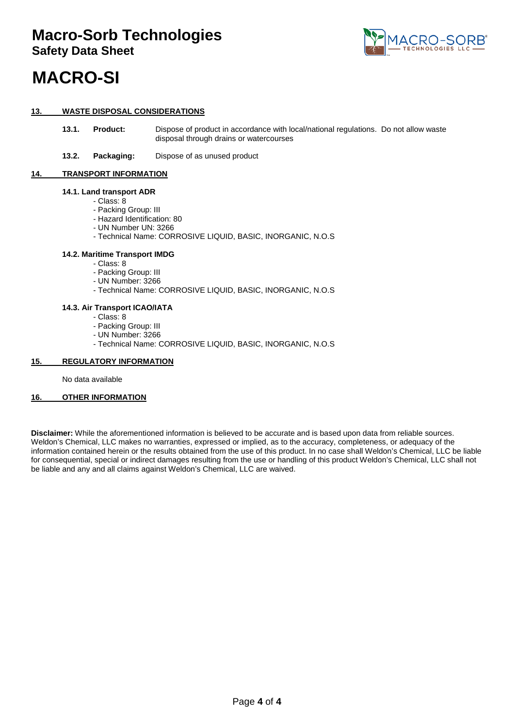# Macro-Sorb Technologies

## Safety Data Sheet

# MACRO-SI

### 13. WASTE DISPOSAL CONSIDERATIONS

**13.1. Product:** Dispose of product in accordance with local/national regulations. Do not allow waste disposal through drains or watercourses

**13.2. Packaging:** Dispose of as unused product

### 14. TRANSPORT INFORMATION

**14.1. Land transport ADR**

- Class: 8
- Packing Group: III
- Hazard Identification: 80
- UN Number UN: 3266
- Technical Name: CORROSIVE LIQUID, BASIC, INORGANIC, N.O.S

**14.2. Maritime Transport IMDG**

- Class: 8
- Packing Group: III
- UN Number: 3266
- Technical Name: CORROSIVE LIQUID, BASIC, INORGANIC, N.O.S

**14.3. Air Transport ICAO/IATA**

- Class: 8
- Packing Group: III
- UN Number: 3266
- Technical Name: CORROSIVE LIQUID, BASIC, INORGANIC, N.O.S

### 15. REGULATORY INFORMATION

No data available

### 16. OTHER INFORMATION

**Disclaimer:** While the aforementioned information is believed to be accurate and is based upon data from reliable sources. Weldon's Chemical, LLC makes no warranties, expressed or implied, as to the accuracy, completeness, or adequacy of the information contained herein or the results obtained from the use of this product. In no case shall Weldon's Chemical, LLC be liable for consequential, special or indirect damages resulting from the use or handling of this product Weldon's Chemical, LLC shall not be liable and any and all claims against Weldon's Chemical, LLC are waived.